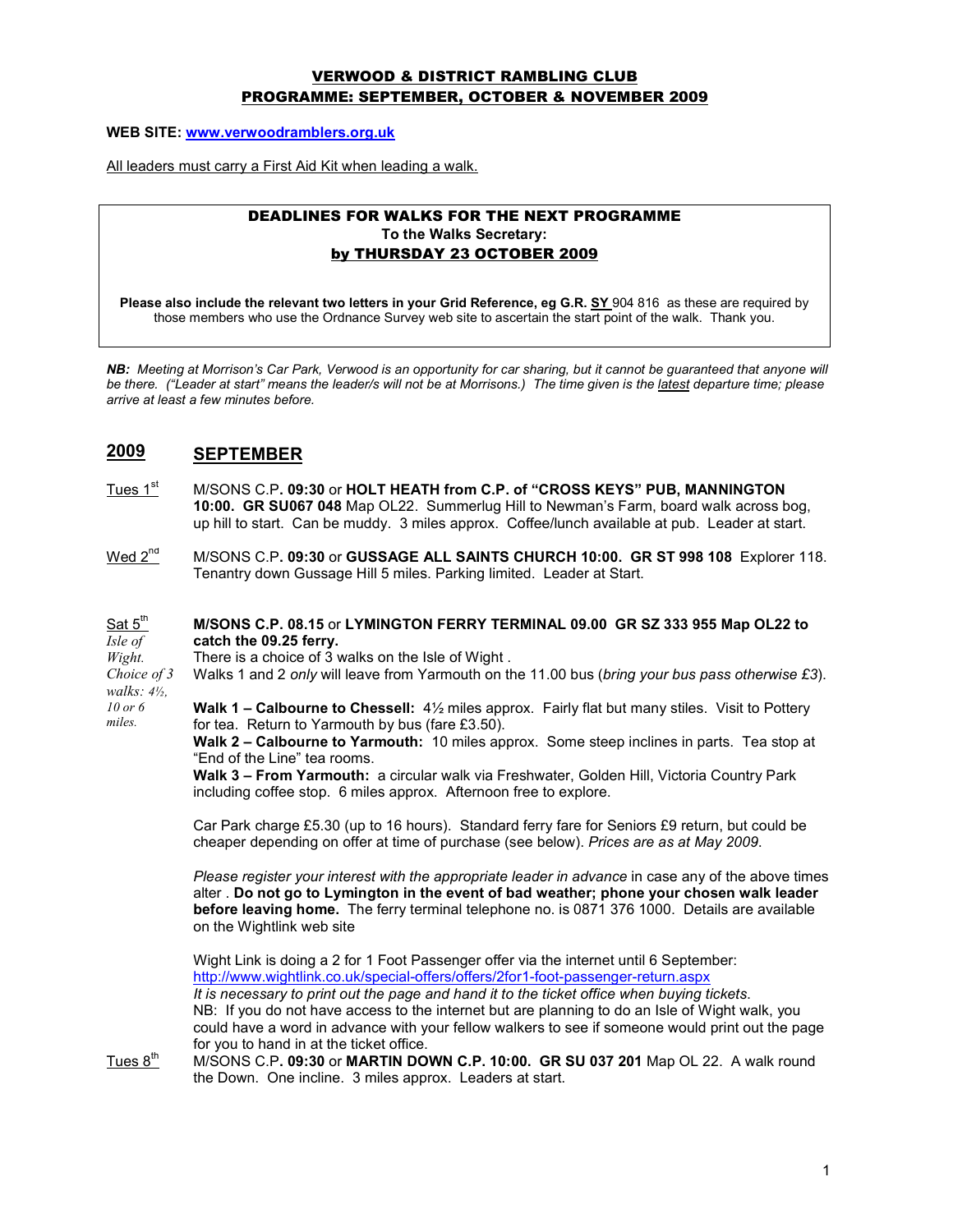# VERWOOD & DISTRICT RAMBLING CLUB
## PROGRAMME: SEPTEMBER, OCTOBER & NOVEMBER 2009

**WEB SITE: [www.verwoodramblers.org.uk](http://www.verwoodramblers.org.uk)**

All leaders must carry a First Aid Kit when leading a walk.

---

**DEADLINES FOR WALKS FOR THE NEXT PROGRAMME**
**To the Walks Secretary:**
**by THURSDAY 23 OCTOBER 2009**

**Please also include the relevant two letters in your Grid Reference, eg G.R. SY 904 816** as these are required by those members who use the Ordnance Survey web site to ascertain the start point of the walk. Thank you.

---

***NB:*** *Meeting at Morrison's Car Park, Verwood is an opportunity for car sharing, but it cannot be guaranteed that anyone will be there. ("Leader at start" means the leader/s will not be at Morrisons.) The time given is the latest departure time; please arrive at least a few minutes before.*

## 2009 SEPTEMBER

**Tues 1st** — M/SONS C.P**. 09:30** or **HOLT HEATH from C.P. of "CROSS KEYS" PUB, MANNINGTON 10:00. GR SU067 048** Map OL22. Summerlug Hill to Newman's Farm, board walk across bog, up hill to start. Can be muddy. 3 miles approx. Coffee/lunch available at pub. Leader at start.

**Wed 2nd** — M/SONS C.P**. 09:30** or **GUSSAGE ALL SAINTS CHURCH 10:00. GR ST 998 108** Explorer 118. Tenantry down Gussage Hill 5 miles. Parking limited. Leader at Start.

**Sat 5th** *Isle of Wight. Choice of 3 walks: 4½, 10 or 6 miles.* — **M/SONS C.P. 08.15** or **LYMINGTON FERRY TERMINAL 09.00 GR SZ 333 955 Map OL22 to catch the 09.25 ferry.**
There is a choice of 3 walks on the Isle of Wight .
Walks 1 and 2 *only* will leave from Yarmouth on the 11.00 bus (*bring your bus pass otherwise £3*).

**Walk 1 – Calbourne to Chessell:** 4½ miles approx. Fairly flat but many stiles. Visit to Pottery for tea. Return to Yarmouth by bus (fare £3.50).
**Walk 2 – Calbourne to Yarmouth:** 10 miles approx. Some steep inclines in parts. Tea stop at "End of the Line" tea rooms.
**Walk 3 – From Yarmouth:** a circular walk via Freshwater, Golden Hill, Victoria Country Park including coffee stop. 6 miles approx. Afternoon free to explore.

Car Park charge £5.30 (up to 16 hours). Standard ferry fare for Seniors £9 return, but could be cheaper depending on offer at time of purchase (see below). *Prices are as at May 2009.*

*Please register your interest with the appropriate leader in advance* in case any of the above times alter . **Do not go to Lymington in the event of bad weather; phone your chosen walk leader before leaving home.** The ferry terminal telephone no. is 0871 376 1000. Details are available on the Wightlink web site

Wight Link is doing a 2 for 1 Foot Passenger offer via the internet until 6 September:
[http://www.wightlink.co.uk/special-offers/offers/2for1-foot-passenger-return.aspx](http://www.wightlink.co.uk/special-offers/offers/2for1-foot-passenger-return.aspx)
*It is necessary to print out the page and hand it to the ticket office when buying tickets.*
NB: If you do not have access to the internet but are planning to do an Isle of Wight walk, you could have a word in advance with your fellow walkers to see if someone would print out the page for you to hand in at the ticket office.

**Tues 8th** — M/SONS C.P**. 09:30** or **MARTIN DOWN C.P. 10:00. GR SU 037 201** Map OL 22. A walk round the Down. One incline. 3 miles approx. Leaders at start.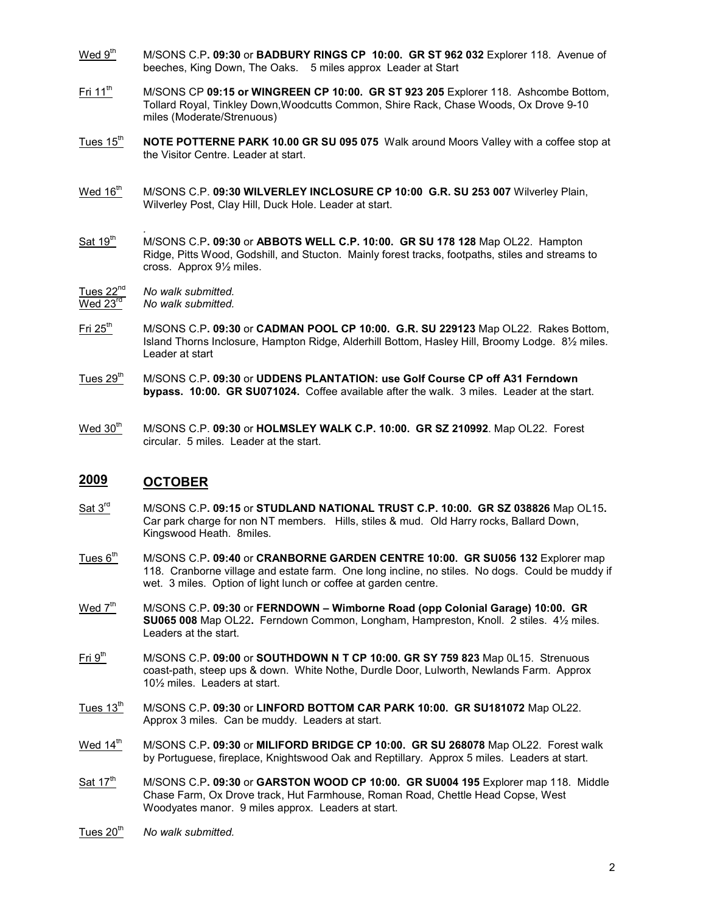Wed 9th	M/SONS C.P**. 09:30** or **BADBURY RINGS CP 10:00. GR ST 962 032** Explorer 118. Avenue of beeches, King Down, The Oaks. 5 miles approx Leader at Start

Fri 11th	M/SONS CP **09:15 or WINGREEN CP 10:00. GR ST 923 205** Explorer 118. Ashcombe Bottom, Tollard Royal, Tinkley Down,Woodcutts Common, Shire Rack, Chase Woods, Ox Drove 9-10 miles (Moderate/Strenuous)

Tues 15th	**NOTE POTTERNE PARK 10.00 GR SU 095 075** Walk around Moors Valley with a coffee stop at the Visitor Centre. Leader at start.

Wed 16th	M/SONS C.P. **09:30 WILVERLEY INCLOSURE CP 10:00 G.R. SU 253 007** Wilverley Plain, Wilverley Post, Clay Hill, Duck Hole. Leader at start.

.

Sat 19th	M/SONS C.P**. 09:30** or **ABBOTS WELL C.P. 10:00. GR SU 178 128** Map OL22. Hampton Ridge, Pitts Wood, Godshill, and Stucton. Mainly forest tracks, footpaths, stiles and streams to cross. Approx 9½ miles.

Tues 22nd	*No walk submitted.*
Wed 23rd	*No walk submitted.*

Fri 25th	M/SONS C.P**. 09:30** or **CADMAN POOL CP 10:00. G.R. SU 229123** Map OL22. Rakes Bottom, Island Thorns Inclosure, Hampton Ridge, Alderhill Bottom, Hasley Hill, Broomy Lodge. 8½ miles. Leader at start

Tues 29th	M/SONS C.P**. 09:30** or **UDDENS PLANTATION: use Golf Course CP off A31 Ferndown bypass. 10:00. GR SU071024.** Coffee available after the walk. 3 miles. Leader at the start.

Wed 30th	M/SONS C.P. **09:30** or **HOLMSLEY WALK C.P. 10:00. GR SZ 210992**. Map OL22. Forest circular. 5 miles. Leader at the start.

## 2009 OCTOBER

Sat 3rd	M/SONS C.P**. 09:15** or **STUDLAND NATIONAL TRUST C.P. 10:00. GR SZ 038826** Map OL15**.** Car park charge for non NT members. Hills, stiles & mud. Old Harry rocks, Ballard Down, Kingswood Heath. 8miles.

Tues 6th	M/SONS C.P**. 09:40** or **CRANBORNE GARDEN CENTRE 10:00. GR SU056 132** Explorer map 118. Cranborne village and estate farm. One long incline, no stiles. No dogs. Could be muddy if wet. 3 miles. Option of light lunch or coffee at garden centre.

Wed 7th	M/SONS C.P**. 09:30** or **FERNDOWN – Wimborne Road (opp Colonial Garage) 10:00. GR SU065 008** Map OL22**.** Ferndown Common, Longham, Hampreston, Knoll. 2 stiles. 4½ miles. Leaders at the start.

Fri 9th	M/SONS C.P**. 09:00** or **SOUTHDOWN N T CP 10:00. GR SY 759 823** Map 0L15. Strenuous coast-path, steep ups & down. White Nothe, Durdle Door, Lulworth, Newlands Farm. Approx 10½ miles. Leaders at start.

Tues 13th	M/SONS C.P**. 09:30** or **LINFORD BOTTOM CAR PARK 10:00. GR SU181072** Map OL22. Approx 3 miles. Can be muddy. Leaders at start.

Wed 14th	M/SONS C.P**. 09:30** or **MILIFORD BRIDGE CP 10:00. GR SU 268078** Map OL22. Forest walk by Portuguese, fireplace, Knightswood Oak and Reptillary. Approx 5 miles. Leaders at start.

Sat 17th	M/SONS C.P**. 09:30** or **GARSTON WOOD CP 10:00. GR SU004 195** Explorer map 118. Middle Chase Farm, Ox Drove track, Hut Farmhouse, Roman Road, Chettle Head Copse, West Woodyates manor. 9 miles approx. Leaders at start.

Tues 20th	*No walk submitted.*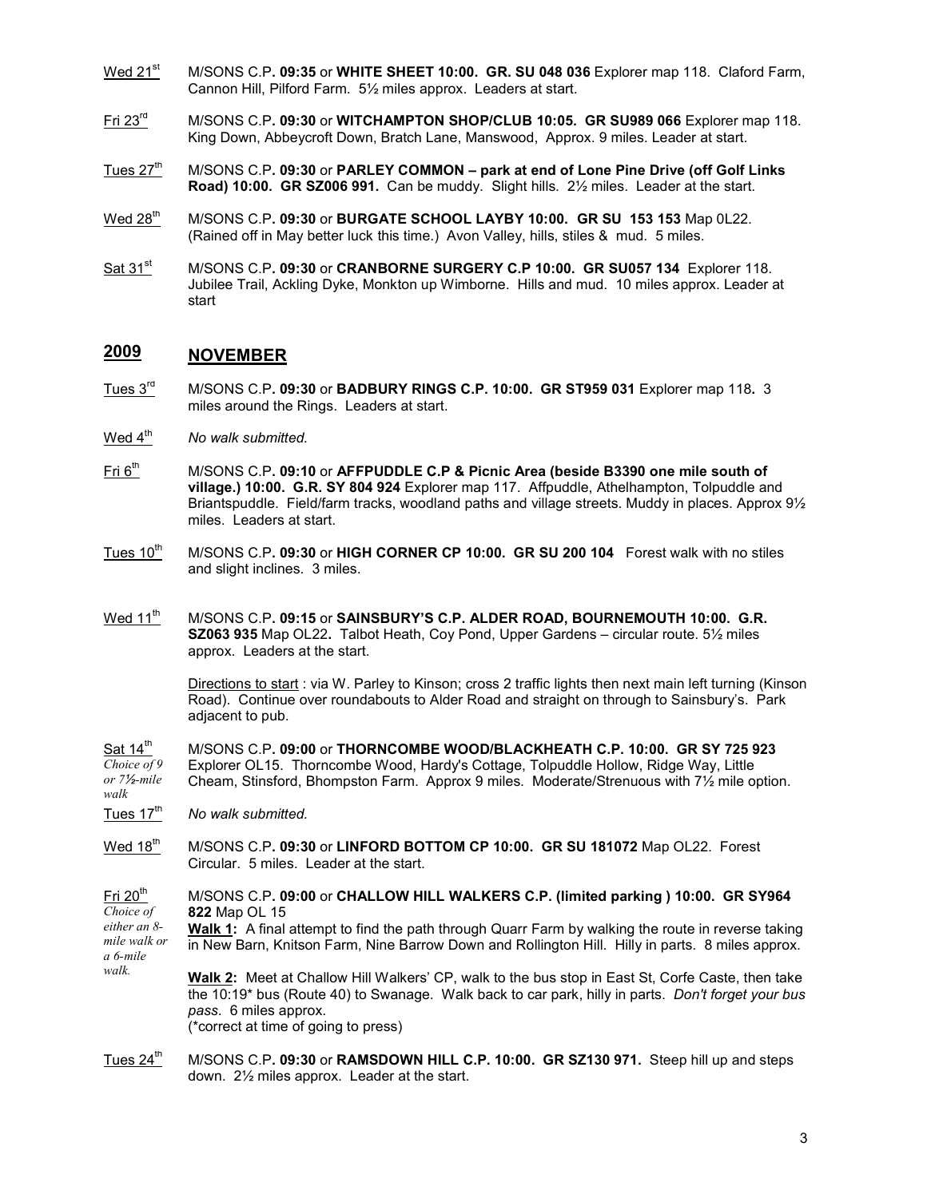Wed 21st M/SONS C.P**. 09:35** or **WHITE SHEET 10:00. GR. SU 048 036** Explorer map 118. Claford Farm, Cannon Hill, Pilford Farm. 5½ miles approx. Leaders at start.

Fri 23rd M/SONS C.P**. 09:30** or **WITCHAMPTON SHOP/CLUB 10:05. GR SU989 066** Explorer map 118. King Down, Abbeycroft Down, Bratch Lane, Manswood, Approx. 9 miles. Leader at start.

Tues 27th M/SONS C.P**. 09:30** or **PARLEY COMMON – park at end of Lone Pine Drive (off Golf Links Road) 10:00. GR SZ006 991.** Can be muddy. Slight hills. 2½ miles. Leader at the start.

Wed 28th M/SONS C.P**. 09:30** or **BURGATE SCHOOL LAYBY 10:00. GR SU 153 153** Map 0L22. (Rained off in May better luck this time.) Avon Valley, hills, stiles & mud. 5 miles.

Sat 31st M/SONS C.P**. 09:30** or **CRANBORNE SURGERY C.P 10:00. GR SU057 134** Explorer 118. Jubilee Trail, Ackling Dyke, Monkton up Wimborne. Hills and mud. 10 miles approx. Leader at start

## 2009 NOVEMBER

Tues 3rd M/SONS C.P**. 09:30** or **BADBURY RINGS C.P. 10:00. GR ST959 031** Explorer map 118**.** 3 miles around the Rings. Leaders at start.

Wed 4th *No walk submitted.*

Fri 6th M/SONS C.P**. 09:10** or **AFFPUDDLE C.P & Picnic Area (beside B3390 one mile south of village.) 10:00. G.R. SY 804 924** Explorer map 117. Affpuddle, Athelhampton, Tolpuddle and Briantspuddle. Field/farm tracks, woodland paths and village streets. Muddy in places. Approx 9½ miles. Leaders at start.

Tues 10th M/SONS C.P**. 09:30** or **HIGH CORNER CP 10:00. GR SU 200 104** Forest walk with no stiles and slight inclines. 3 miles.

Wed 11th M/SONS C.P**. 09:15** or **SAINSBURY'S C.P. ALDER ROAD, BOURNEMOUTH 10:00. G.R. SZ063 935** Map OL22**.** Talbot Heath, Coy Pond, Upper Gardens – circular route. 5½ miles approx. Leaders at the start.

Directions to start : via W. Parley to Kinson; cross 2 traffic lights then next main left turning (Kinson Road). Continue over roundabouts to Alder Road and straight on through to Sainsbury's. Park adjacent to pub.

Sat 14th *Choice of 9 or 7½-mile walk* M/SONS C.P**. 09:00** or **THORNCOMBE WOOD/BLACKHEATH C.P. 10:00. GR SY 725 923** Explorer OL15. Thorncombe Wood, Hardy's Cottage, Tolpuddle Hollow, Ridge Way, Little Cheam, Stinsford, Bhompston Farm. Approx 9 miles. Moderate/Strenuous with 7½ mile option.

Tues 17th *No walk submitted.*

Wed 18th M/SONS C.P**. 09:30** or **LINFORD BOTTOM CP 10:00. GR SU 181072** Map OL22. Forest Circular. 5 miles. Leader at the start.

Fri 20th *Choice of either an 8-mile walk or a 6-mile walk.* M/SONS C.P**. 09:00** or **CHALLOW HILL WALKERS C.P. (limited parking ) 10:00. GR SY964 822** Map OL 15

**Walk 1:** A final attempt to find the path through Quarr Farm by walking the route in reverse taking in New Barn, Knitson Farm, Nine Barrow Down and Rollington Hill. Hilly in parts. 8 miles approx.

**Walk 2:** Meet at Challow Hill Walkers' CP, walk to the bus stop in East St, Corfe Caste, then take the 10:19* bus (Route 40) to Swanage. Walk back to car park, hilly in parts. *Don't forget your bus pass*. 6 miles approx.
(*correct at time of going to press)

Tues 24th M/SONS C.P**. 09:30** or **RAMSDOWN HILL C.P. 10:00. GR SZ130 971.** Steep hill up and steps down. 2½ miles approx. Leader at the start.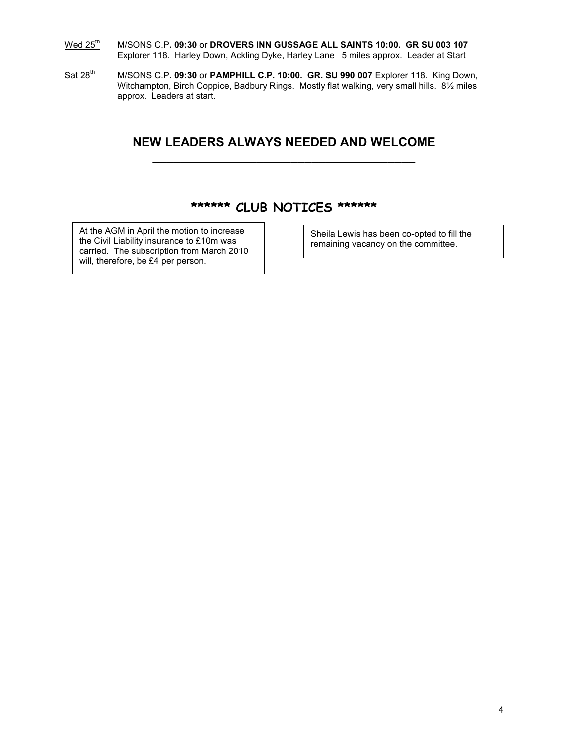Wed 25th M/SONS C.P**. 09:30** or **DROVERS INN GUSSAGE ALL SAINTS 10:00. GR SU 003 107** Explorer 118. Harley Down, Ackling Dyke, Harley Lane 5 miles approx. Leader at Start

Sat 28th M/SONS C.P**. 09:30** or **PAMPHILL C.P. 10:00. GR. SU 990 007** Explorer 118. King Down, Witchampton, Birch Coppice, Badbury Rings. Mostly flat walking, very small hills. 8½ miles approx. Leaders at start.

---

## NEW LEADERS ALWAYS NEEDED AND WELCOME

---

## ****** CLUB NOTICES ******

At the AGM in April the motion to increase the Civil Liability insurance to £10m was carried. The subscription from March 2010 will, therefore, be £4 per person.

Sheila Lewis has been co-opted to fill the remaining vacancy on the committee.